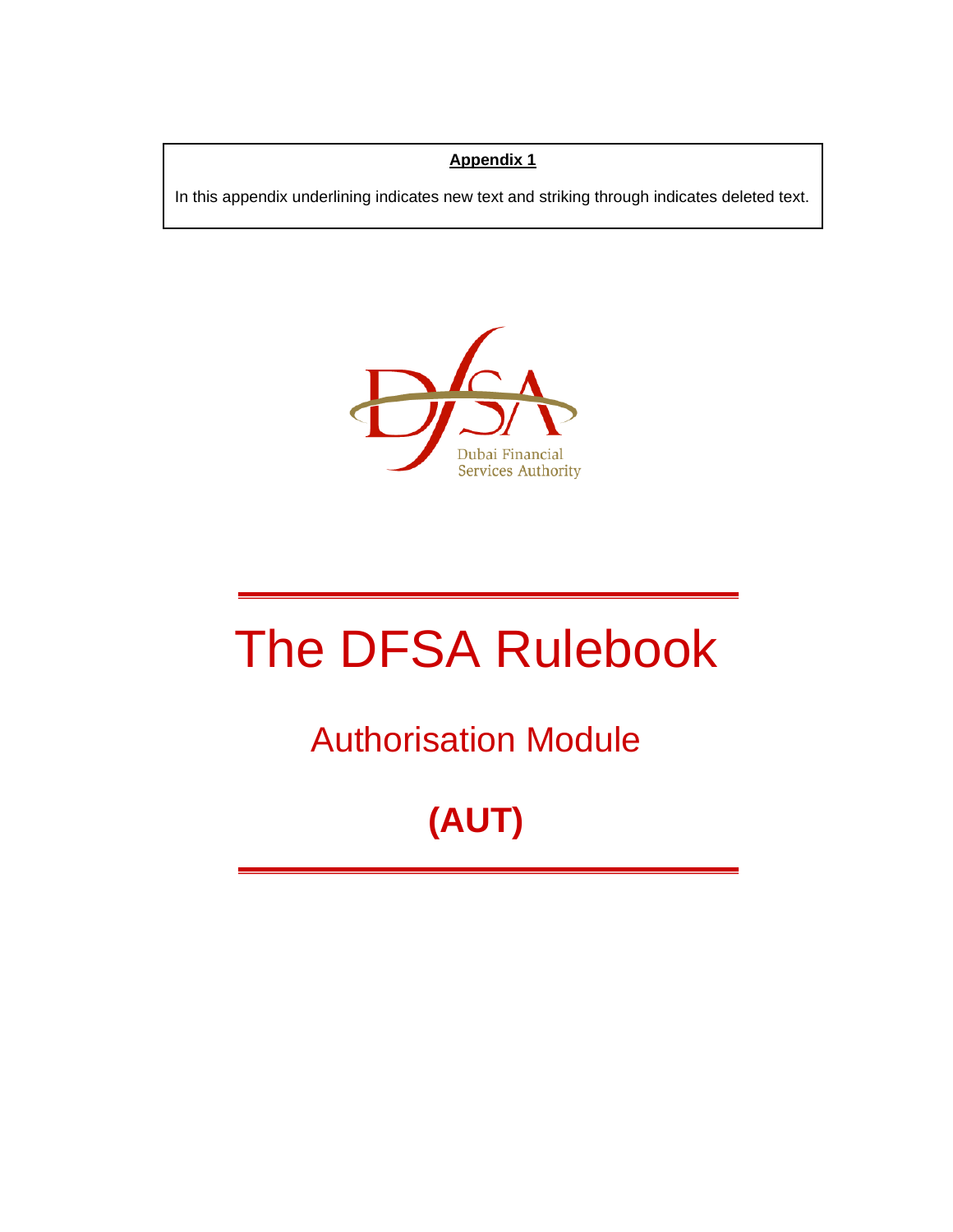**Appendix 1**

In this appendix underlining indicates new text and striking through indicates deleted text.

Dubai Financial
Services Authority

# The DFSA Rulebook

## Authorisation Module

## (AUT)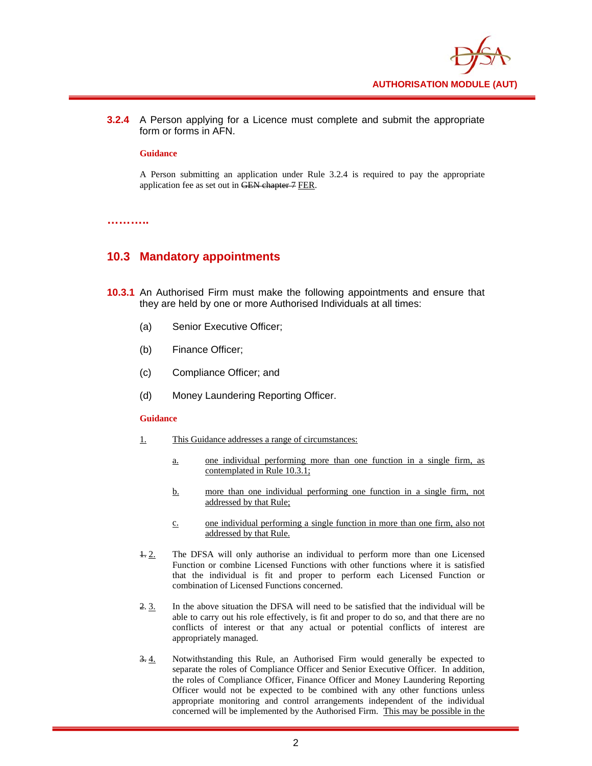**3.2.4** A Person applying for a Licence must complete and submit the appropriate form or forms in AFN.

**Guidance**

A Person submitting an application under Rule 3.2.4 is required to pay the appropriate application fee as set out in ~~GEN chapter 7~~ FER.

**………..**

## 10.3 Mandatory appointments

**10.3.1** An Authorised Firm must make the following appointments and ensure that they are held by one or more Authorised Individuals at all times:

(a) Senior Executive Officer;

(b) Finance Officer;

(c) Compliance Officer; and

(d) Money Laundering Reporting Officer.

**Guidance**

1. This Guidance addresses a range of circumstances:

   a. one individual performing more than one function in a single firm, as contemplated in Rule 10.3.1;

   b. more than one individual performing one function in a single firm, not addressed by that Rule;

   c. one individual performing a single function in more than one firm, also not addressed by that Rule.

~~1.~~ 2. The DFSA will only authorise an individual to perform more than one Licensed Function or combine Licensed Functions with other functions where it is satisfied that the individual is fit and proper to perform each Licensed Function or combination of Licensed Functions concerned.

~~2.~~ 3. In the above situation the DFSA will need to be satisfied that the individual will be able to carry out his role effectively, is fit and proper to do so, and that there are no conflicts of interest or that any actual or potential conflicts of interest are appropriately managed.

~~3.~~ 4. Notwithstanding this Rule, an Authorised Firm would generally be expected to separate the roles of Compliance Officer and Senior Executive Officer. In addition, the roles of Compliance Officer, Finance Officer and Money Laundering Reporting Officer would not be expected to be combined with any other functions unless appropriate monitoring and control arrangements independent of the individual concerned will be implemented by the Authorised Firm. This may be possible in the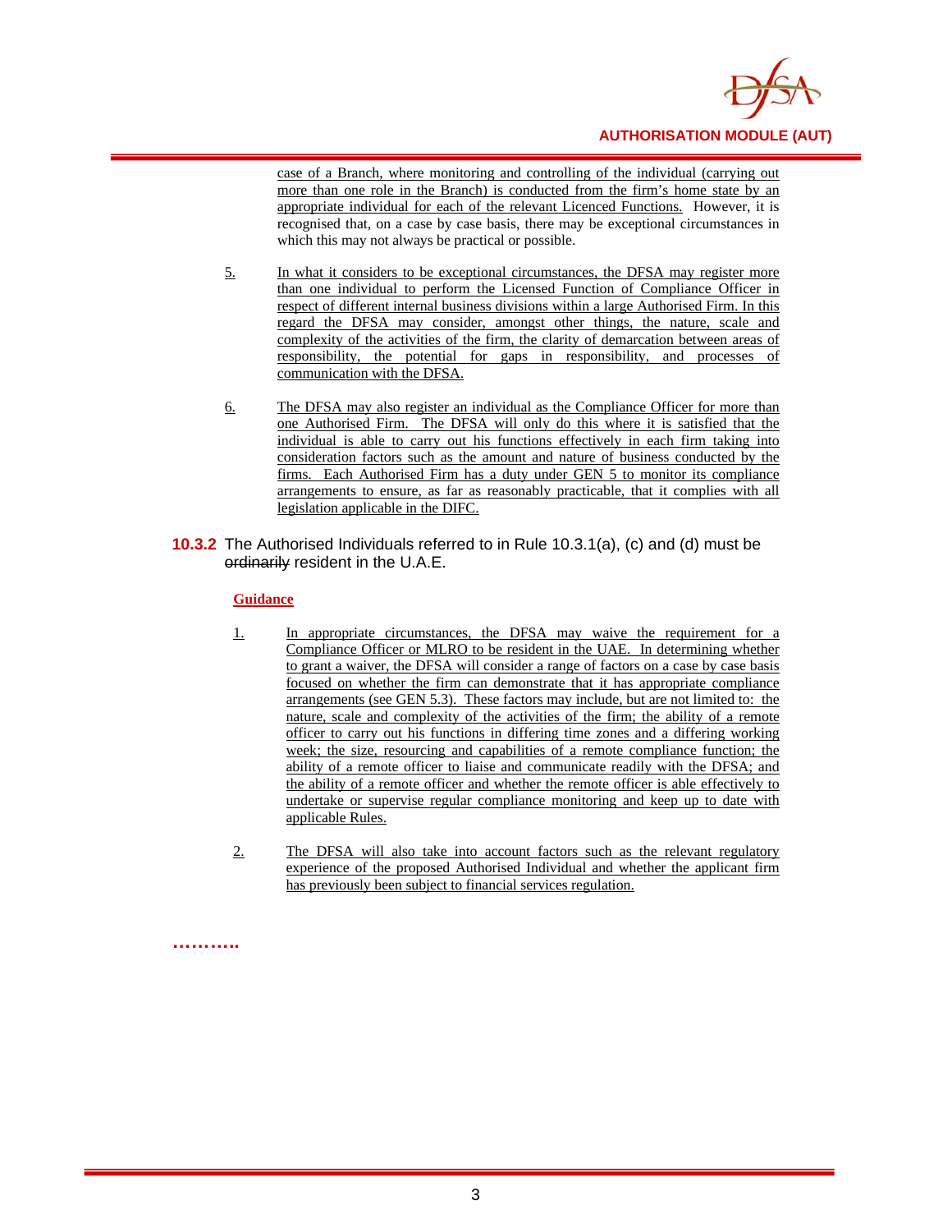case of a Branch, where monitoring and controlling of the individual (carrying out more than one role in the Branch) is conducted from the firm's home state by an appropriate individual for each of the relevant Licenced Functions. However, it is recognised that, on a case by case basis, there may be exceptional circumstances in which this may not always be practical or possible.

5. In what it considers to be exceptional circumstances, the DFSA may register more than one individual to perform the Licensed Function of Compliance Officer in respect of different internal business divisions within a large Authorised Firm. In this regard the DFSA may consider, amongst other things, the nature, scale and complexity of the activities of the firm, the clarity of demarcation between areas of responsibility, the potential for gaps in responsibility, and processes of communication with the DFSA.

6. The DFSA may also register an individual as the Compliance Officer for more than one Authorised Firm. The DFSA will only do this where it is satisfied that the individual is able to carry out his functions effectively in each firm taking into consideration factors such as the amount and nature of business conducted by the firms. Each Authorised Firm has a duty under GEN 5 to monitor its compliance arrangements to ensure, as far as reasonably practicable, that it complies with all legislation applicable in the DIFC.

**10.3.2** The Authorised Individuals referred to in Rule 10.3.1(a), (c) and (d) must be ~~ordinarily~~ resident in the U.A.E.

**Guidance**

1. In appropriate circumstances, the DFSA may waive the requirement for a Compliance Officer or MLRO to be resident in the UAE. In determining whether to grant a waiver, the DFSA will consider a range of factors on a case by case basis focused on whether the firm can demonstrate that it has appropriate compliance arrangements (see GEN 5.3). These factors may include, but are not limited to: the nature, scale and complexity of the activities of the firm; the ability of a remote officer to carry out his functions in differing time zones and a differing working week; the size, resourcing and capabilities of a remote compliance function; the ability of a remote officer to liaise and communicate readily with the DFSA; and the ability of a remote officer and whether the remote officer is able effectively to undertake or supervise regular compliance monitoring and keep up to date with applicable Rules.

2. The DFSA will also take into account factors such as the relevant regulatory experience of the proposed Authorised Individual and whether the applicant firm has previously been subject to financial services regulation.

**……….**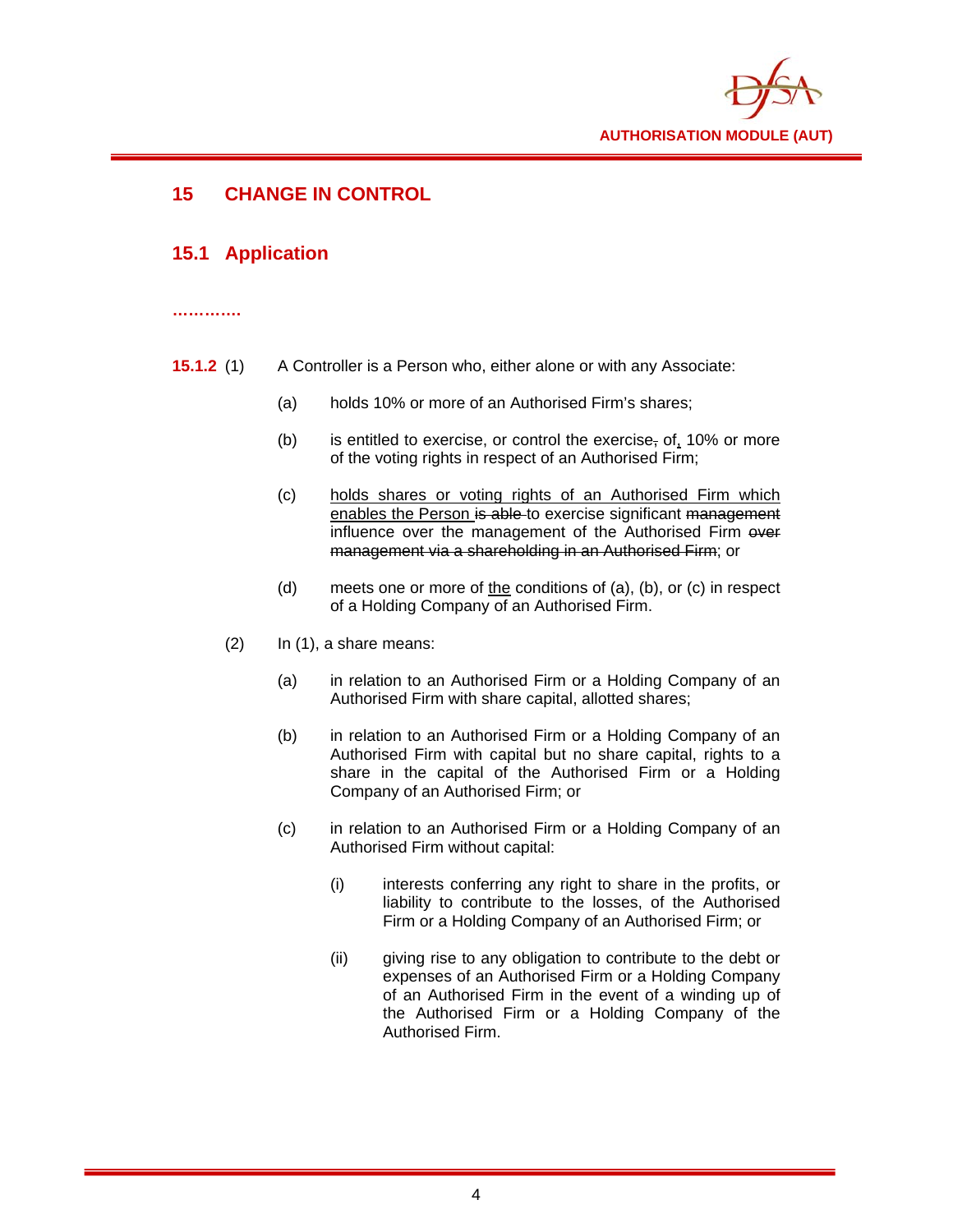## 15 CHANGE IN CONTROL

### 15.1 Application

…………

**15.1.2** (1) A Controller is a Person who, either alone or with any Associate:

(a) holds 10% or more of an Authorised Firm's shares;

(b) is entitled to exercise, or control the exercise~~,~~ of, 10% or more of the voting rights in respect of an Authorised Firm;

(c) <u>holds shares or voting rights of an Authorised Firm which enables the Person</u> ~~is able~~ to exercise significant ~~management~~ influence over the management of the Authorised Firm ~~over management via a shareholding in an Authorised Firm~~; or

(d) meets one or more of <u>the</u> conditions of (a), (b), or (c) in respect of a Holding Company of an Authorised Firm.

(2) In (1), a share means:

(a) in relation to an Authorised Firm or a Holding Company of an Authorised Firm with share capital, allotted shares;

(b) in relation to an Authorised Firm or a Holding Company of an Authorised Firm with capital but no share capital, rights to a share in the capital of the Authorised Firm or a Holding Company of an Authorised Firm; or

(c) in relation to an Authorised Firm or a Holding Company of an Authorised Firm without capital:

(i) interests conferring any right to share in the profits, or liability to contribute to the losses, of the Authorised Firm or a Holding Company of an Authorised Firm; or

(ii) giving rise to any obligation to contribute to the debt or expenses of an Authorised Firm or a Holding Company of an Authorised Firm in the event of a winding up of the Authorised Firm or a Holding Company of the Authorised Firm.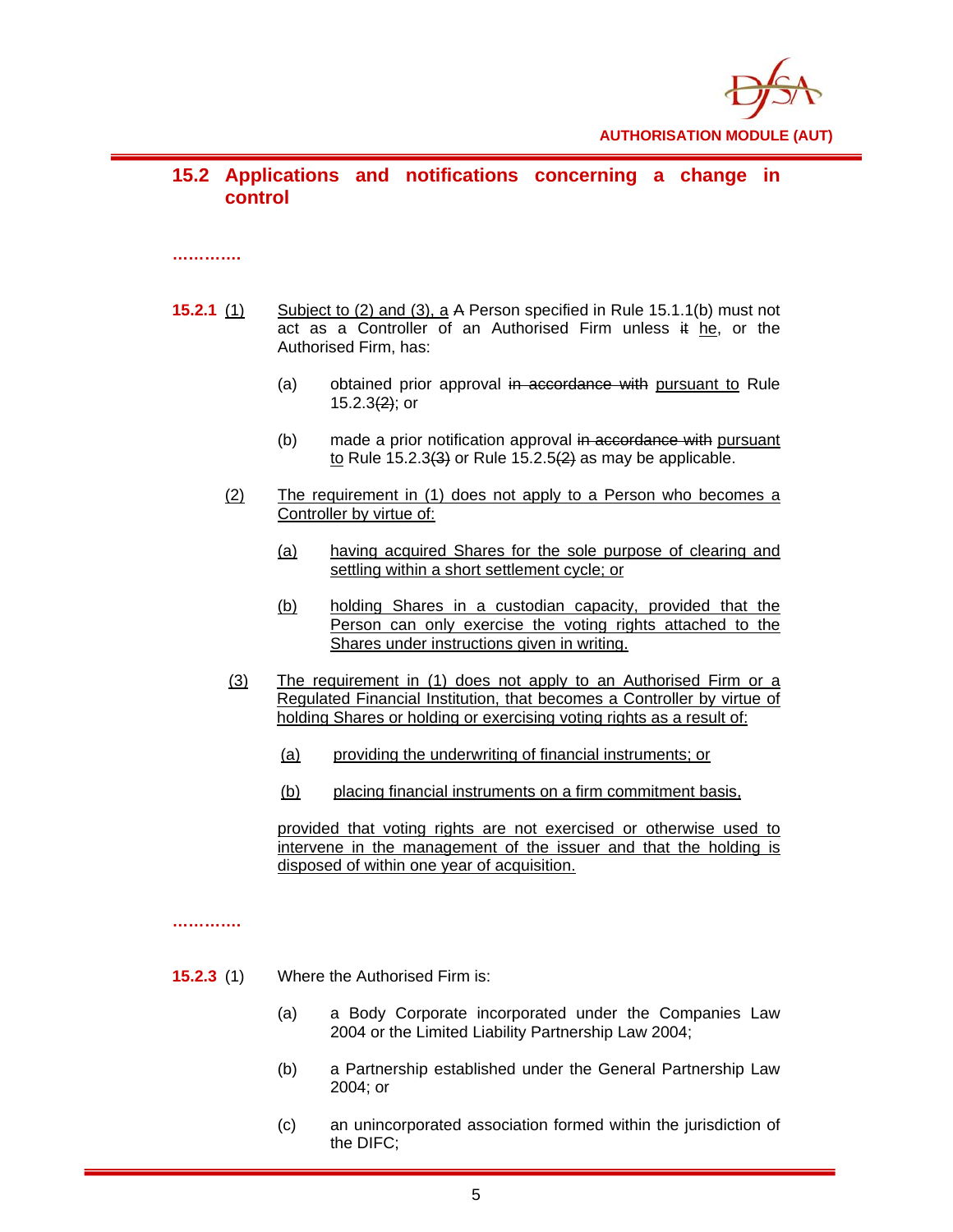## 15.2 Applications and notifications concerning a change in control

…………

**15.2.1** (1) Subject to (2) and (3), a ~~A~~ Person specified in Rule 15.1.1(b) must not act as a Controller of an Authorised Firm unless ~~it~~ he, or the Authorised Firm, has:

(a) obtained prior approval ~~in accordance with~~ pursuant to Rule 15.2.3~~(2)~~; or

(b) made a prior notification approval ~~in accordance with~~ pursuant to Rule 15.2.3~~(3)~~ or Rule 15.2.5~~(2)~~ as may be applicable.

(2) The requirement in (1) does not apply to a Person who becomes a Controller by virtue of:

(a) having acquired Shares for the sole purpose of clearing and settling within a short settlement cycle; or

(b) holding Shares in a custodian capacity, provided that the Person can only exercise the voting rights attached to the Shares under instructions given in writing.

(3) The requirement in (1) does not apply to an Authorised Firm or a Regulated Financial Institution, that becomes a Controller by virtue of holding Shares or holding or exercising voting rights as a result of:

(a) providing the underwriting of financial instruments; or

(b) placing financial instruments on a firm commitment basis,

provided that voting rights are not exercised or otherwise used to intervene in the management of the issuer and that the holding is disposed of within one year of acquisition.

…………

**15.2.3** (1) Where the Authorised Firm is:

(a) a Body Corporate incorporated under the Companies Law 2004 or the Limited Liability Partnership Law 2004;

(b) a Partnership established under the General Partnership Law 2004; or

(c) an unincorporated association formed within the jurisdiction of the DIFC;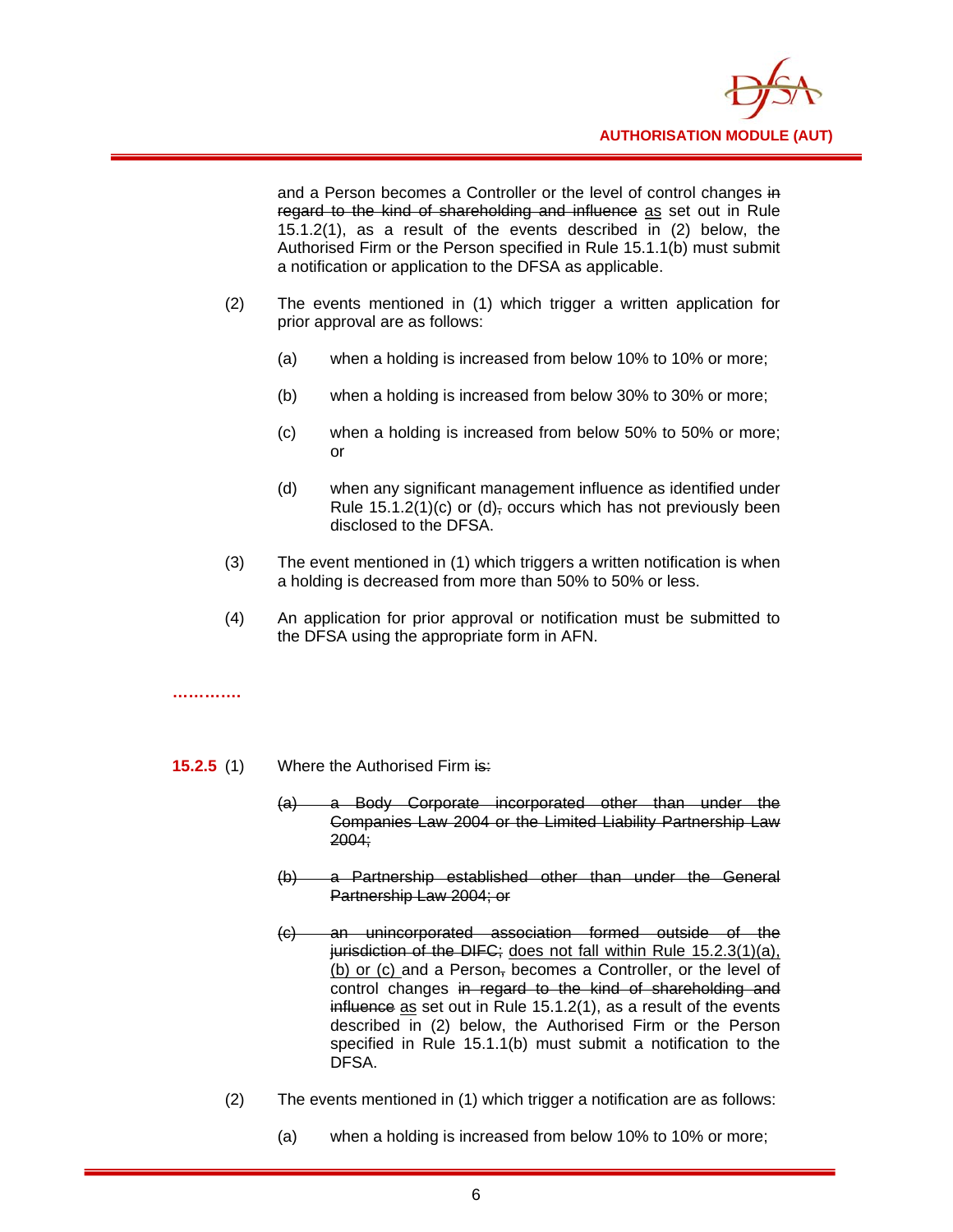and a Person becomes a Controller or the level of control changes ~~in regard to the kind of shareholding and influence~~ <u>as</u> set out in Rule 15.1.2(1), as a result of the events described in (2) below, the Authorised Firm or the Person specified in Rule 15.1.1(b) must submit a notification or application to the DFSA as applicable.

(2) The events mentioned in (1) which trigger a written application for prior approval are as follows:

(a) when a holding is increased from below 10% to 10% or more;

(b) when a holding is increased from below 30% to 30% or more;

(c) when a holding is increased from below 50% to 50% or more; or

(d) when any significant management influence as identified under Rule 15.1.2(1)(c) or (d)~~,~~ occurs which has not previously been disclosed to the DFSA.

(3) The event mentioned in (1) which triggers a written notification is when a holding is decreased from more than 50% to 50% or less.

(4) An application for prior approval or notification must be submitted to the DFSA using the appropriate form in AFN.

**………….**

**15.2.5** (1) Where the Authorised Firm ~~is:~~

~~(a) a Body Corporate incorporated other than under the Companies Law 2004 or the Limited Liability Partnership Law 2004;~~

~~(b) a Partnership established other than under the General Partnership Law 2004; or~~

~~(c) an unincorporated association formed outside of the jurisdiction of the DIFC;~~ <u>does not fall within Rule 15.2.3(1)(a), (b) or (c)</u> and a Person~~,~~ becomes a Controller, or the level of control changes ~~in regard to the kind of shareholding and influence~~ <u>as</u> set out in Rule 15.1.2(1), as a result of the events described in (2) below, the Authorised Firm or the Person specified in Rule 15.1.1(b) must submit a notification to the DFSA.

(2) The events mentioned in (1) which trigger a notification are as follows:

(a) when a holding is increased from below 10% to 10% or more;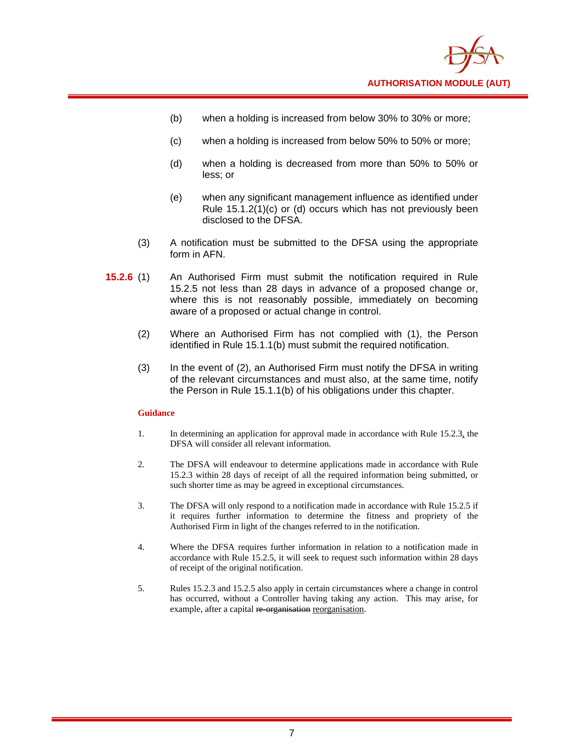(b) when a holding is increased from below 30% to 30% or more;

(c) when a holding is increased from below 50% to 50% or more;

(d) when a holding is decreased from more than 50% to 50% or less; or

(e) when any significant management influence as identified under Rule 15.1.2(1)(c) or (d) occurs which has not previously been disclosed to the DFSA.

(3) A notification must be submitted to the DFSA using the appropriate form in AFN.

**15.2.6** (1) An Authorised Firm must submit the notification required in Rule 15.2.5 not less than 28 days in advance of a proposed change or, where this is not reasonably possible, immediately on becoming aware of a proposed or actual change in control.

(2) Where an Authorised Firm has not complied with (1), the Person identified in Rule 15.1.1(b) must submit the required notification.

(3) In the event of (2), an Authorised Firm must notify the DFSA in writing of the relevant circumstances and must also, at the same time, notify the Person in Rule 15.1.1(b) of his obligations under this chapter.

**Guidance**

1. In determining an application for approval made in accordance with Rule 15.2.3, the DFSA will consider all relevant information.

2. The DFSA will endeavour to determine applications made in accordance with Rule 15.2.3 within 28 days of receipt of all the required information being submitted, or such shorter time as may be agreed in exceptional circumstances.

3. The DFSA will only respond to a notification made in accordance with Rule 15.2.5 if it requires further information to determine the fitness and propriety of the Authorised Firm in light of the changes referred to in the notification.

4. Where the DFSA requires further information in relation to a notification made in accordance with Rule 15.2.5, it will seek to request such information within 28 days of receipt of the original notification.

5. Rules 15.2.3 and 15.2.5 also apply in certain circumstances where a change in control has occurred, without a Controller having taking any action. This may arise, for example, after a capital ~~re-organisation~~ reorganisation.